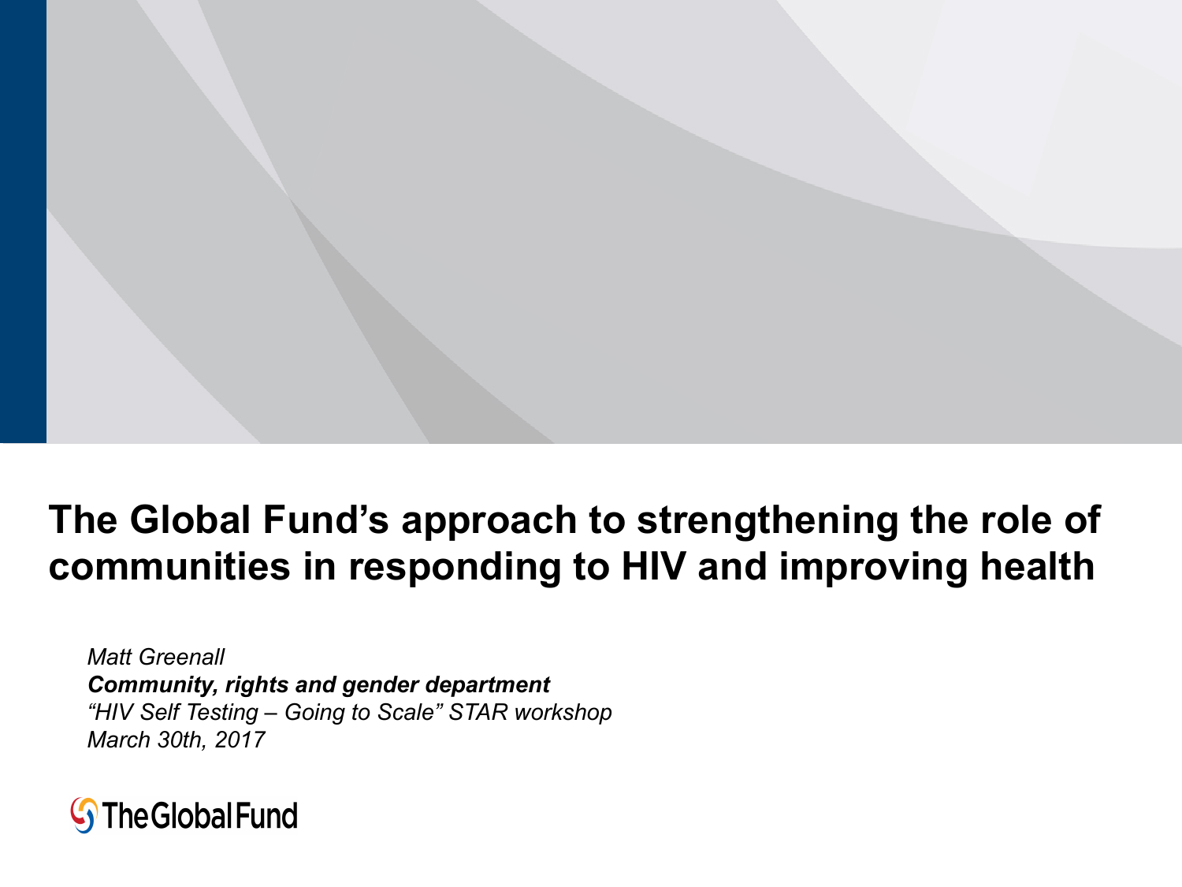# The Global Fund's approach to strengthening the role of communities in responding to HIV and improving health

*Matt Greenall*
***Community, rights and gender department***
*"HIV Self Testing – Going to Scale" STAR workshop*
*March 30th, 2017*

The Global Fund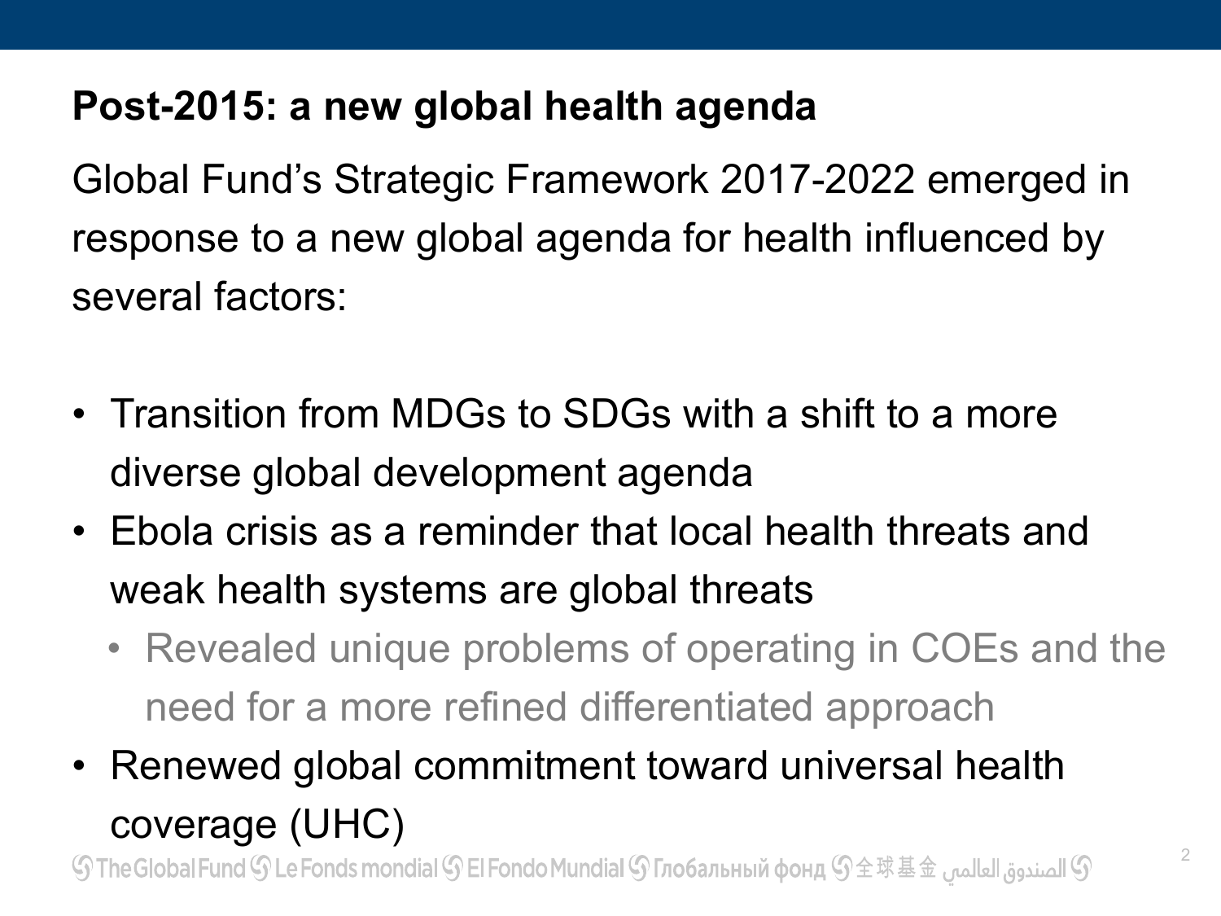## Post-2015: a new global health agenda

Global Fund's Strategic Framework 2017-2022 emerged in response to a new global agenda for health influenced by several factors:

- Transition from MDGs to SDGs with a shift to a more diverse global development agenda
- Ebola crisis as a reminder that local health threats and weak health systems are global threats
  - Revealed unique problems of operating in COEs and the need for a more refined differentiated approach
- Renewed global commitment toward universal health coverage (UHC)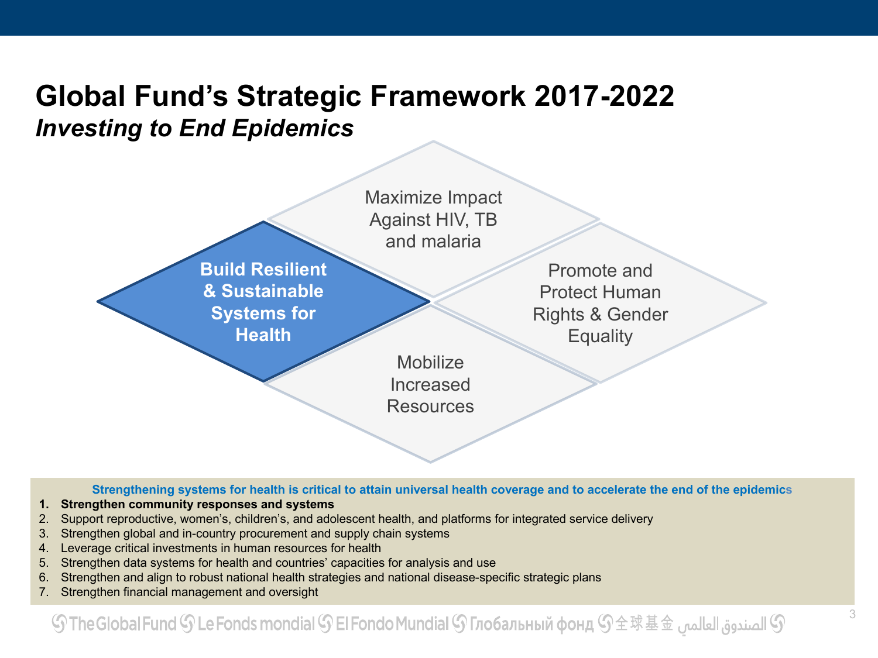# Global Fund's Strategic Framework 2017-2022

## *Investing to End Epidemics*

Maximize Impact Against HIV, TB and malaria

**Build Resilient & Sustainable Systems for Health**

Promote and Protect Human Rights & Gender Equality

Mobilize Increased Resources

**Strengthening systems for health is critical to attain universal health coverage and to accelerate the end of the epidemics**

1. **Strengthen community responses and systems**
2. Support reproductive, women's, children's, and adolescent health, and platforms for integrated service delivery
3. Strengthen global and in-country procurement and supply chain systems
4. Leverage critical investments in human resources for health
5. Strengthen data systems for health and countries' capacities for analysis and use
6. Strengthen and align to robust national health strategies and national disease-specific strategic plans
7. Strengthen financial management and oversight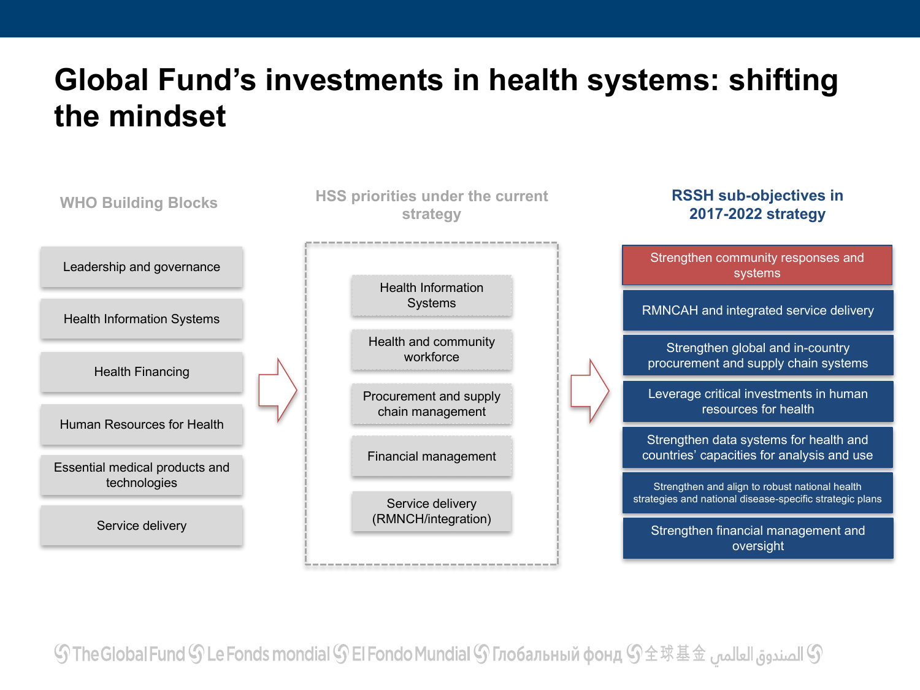# Global Fund's investments in health systems: shifting the mindset

**WHO Building Blocks**

- Leadership and governance
- Health Information Systems
- Health Financing
- Human Resources for Health
- Essential medical products and technologies
- Service delivery

**HSS priorities under the current strategy**

- Health Information Systems
- Health and community workforce
- Procurement and supply chain management
- Financial management
- Service delivery (RMNCH/integration)

**RSSH sub-objectives in 2017-2022 strategy**

- Strengthen community responses and systems
- RMNCAH and integrated service delivery
- Strengthen global and in-country procurement and supply chain systems
- Leverage critical investments in human resources for health
- Strengthen data systems for health and countries' capacities for analysis and use
- Strengthen and align to robust national health strategies and national disease-specific strategic plans
- Strengthen financial management and oversight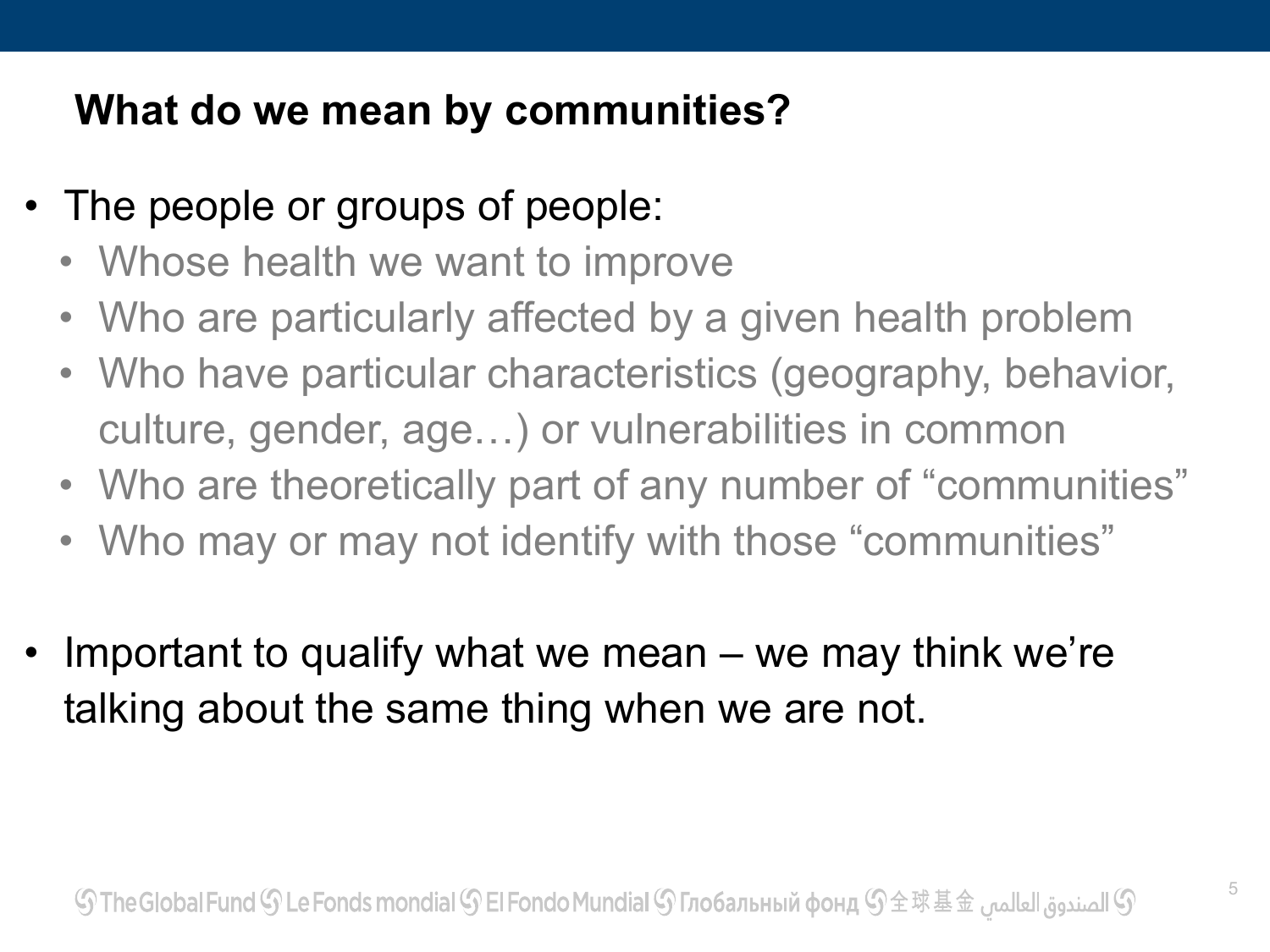## What do we mean by communities?

- The people or groups of people:
  - Whose health we want to improve
  - Who are particularly affected by a given health problem
  - Who have particular characteristics (geography, behavior, culture, gender, age…) or vulnerabilities in common
  - Who are theoretically part of any number of "communities"
  - Who may or may not identify with those "communities"

- Important to qualify what we mean – we may think we're talking about the same thing when we are not.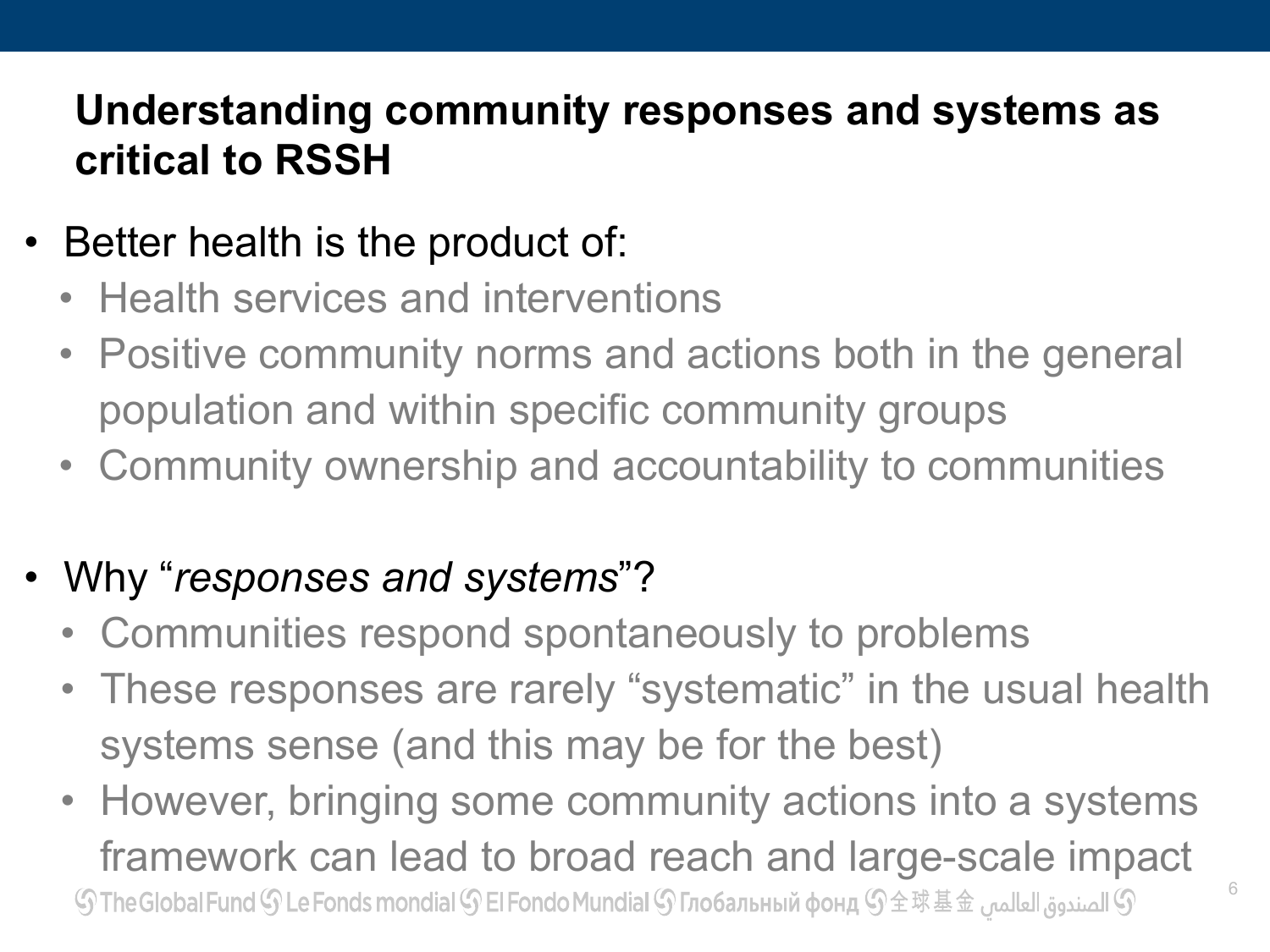## Understanding community responses and systems as critical to RSSH

- Better health is the product of:
  - Health services and interventions
  - Positive community norms and actions both in the general population and within specific community groups
  - Community ownership and accountability to communities

- Why "*responses and systems*"?
  - Communities respond spontaneously to problems
  - These responses are rarely "systematic" in the usual health systems sense (and this may be for the best)
  - However, bringing some community actions into a systems framework can lead to broad reach and large-scale impact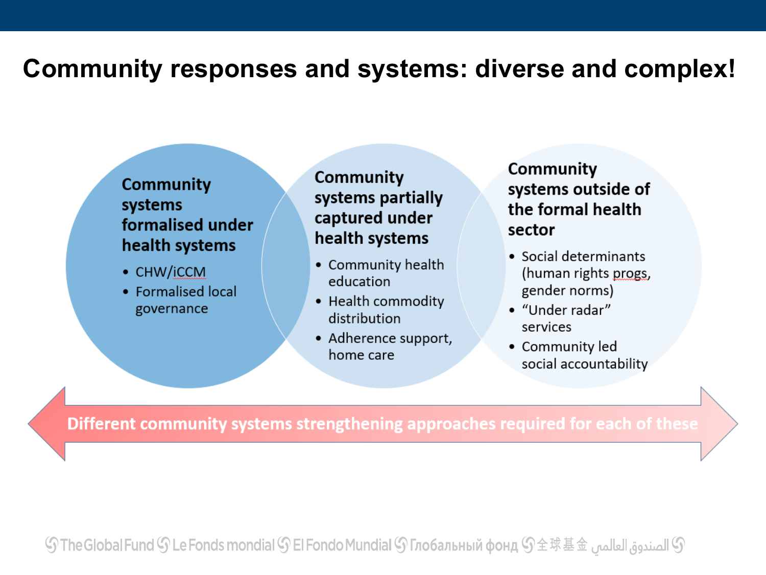# Community responses and systems: diverse and complex!

### Community systems formalised under health systems

- CHW/iCCM
- Formalised local governance

### Community systems partially captured under health systems

- Community health education
- Health commodity distribution
- Adherence support, home care

### Community systems outside of the formal health sector

- Social determinants (human rights progs, gender norms)
- "Under radar" services
- Community led social accountability

**Different community systems strengthening approaches required for each of these**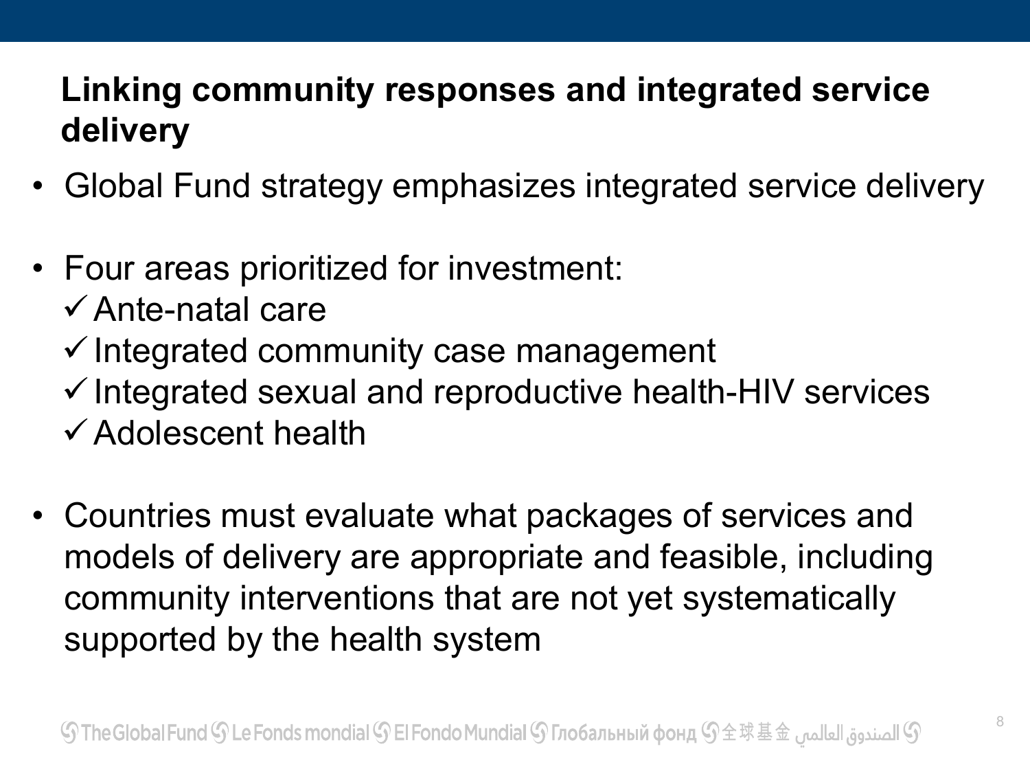## Linking community responses and integrated service delivery

- Global Fund strategy emphasizes integrated service delivery
- Four areas prioritized for investment:
  - ✓ Ante-natal care
  - ✓ Integrated community case management
  - ✓ Integrated sexual and reproductive health-HIV services
  - ✓ Adolescent health
- Countries must evaluate what packages of services and models of delivery are appropriate and feasible, including community interventions that are not yet systematically supported by the health system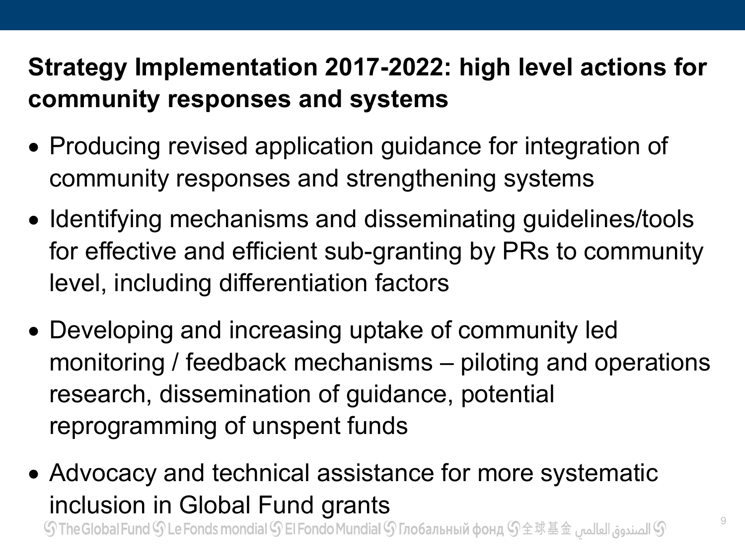## Strategy Implementation 2017-2022: high level actions for community responses and systems

- Producing revised application guidance for integration of community responses and strengthening systems
- Identifying mechanisms and disseminating guidelines/tools for effective and efficient sub-granting by PRs to community level, including differentiation factors
- Developing and increasing uptake of community led monitoring / feedback mechanisms – piloting and operations research, dissemination of guidance, potential reprogramming of unspent funds
- Advocacy and technical assistance for more systematic inclusion in Global Fund grants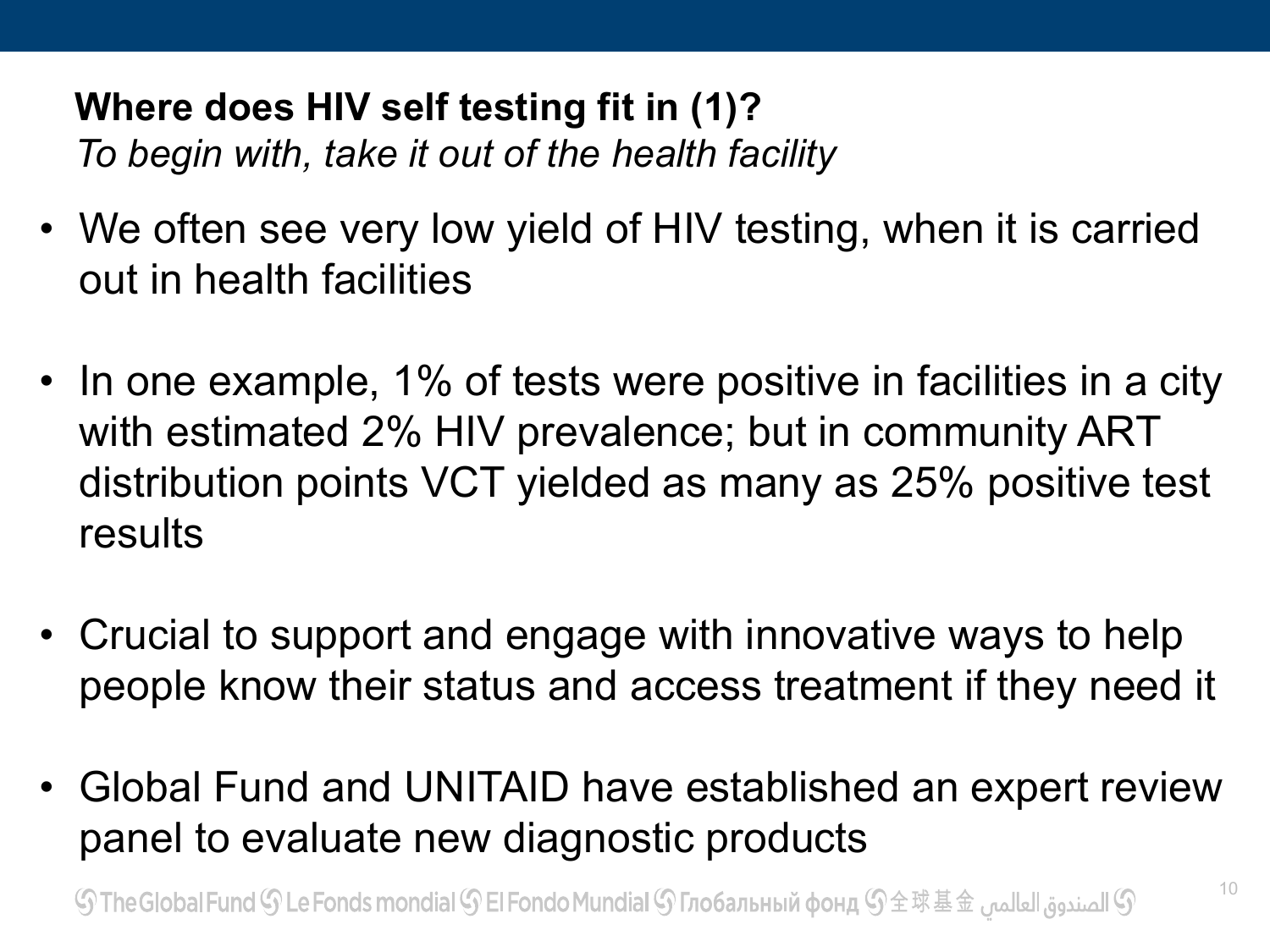## Where does HIV self testing fit in (1)?

*To begin with, take it out of the health facility*

- We often see very low yield of HIV testing, when it is carried out in health facilities
- In one example, 1% of tests were positive in facilities in a city with estimated 2% HIV prevalence; but in community ART distribution points VCT yielded as many as 25% positive test results
- Crucial to support and engage with innovative ways to help people know their status and access treatment if they need it
- Global Fund and UNITAID have established an expert review panel to evaluate new diagnostic products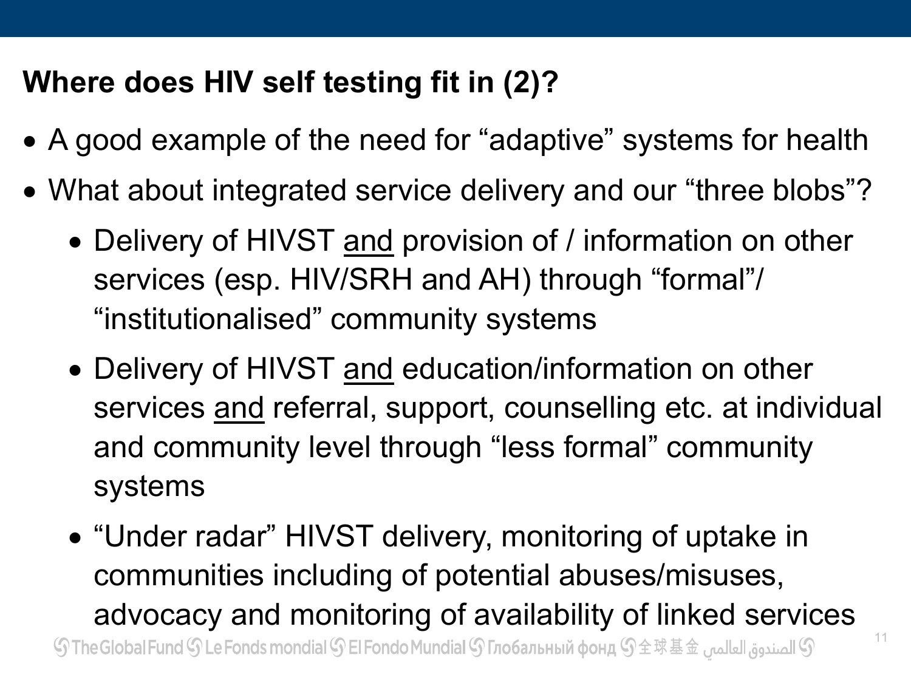## Where does HIV self testing fit in (2)?

- A good example of the need for “adaptive” systems for health
- What about integrated service delivery and our “three blobs”?
  - Delivery of HIVST <u>and</u> provision of / information on other services (esp. HIV/SRH and AH) through “formal”/ “institutionalised” community systems
  - Delivery of HIVST <u>and</u> education/information on other services <u>and</u> referral, support, counselling etc. at individual and community level through “less formal” community systems
  - “Under radar” HIVST delivery, monitoring of uptake in communities including of potential abuses/misuses, advocacy and monitoring of availability of linked services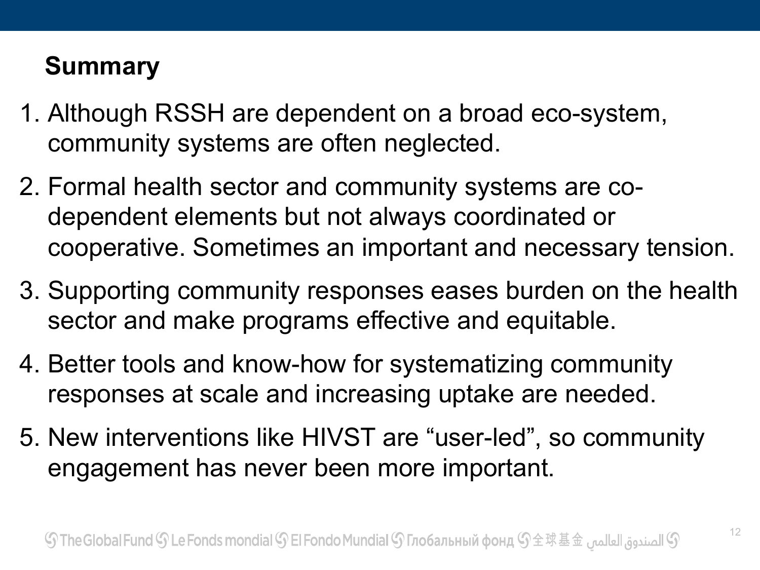## Summary

1. Although RSSH are dependent on a broad eco-system, community systems are often neglected.
2. Formal health sector and community systems are co-dependent elements but not always coordinated or cooperative. Sometimes an important and necessary tension.
3. Supporting community responses eases burden on the health sector and make programs effective and equitable.
4. Better tools and know-how for systematizing community responses at scale and increasing uptake are needed.
5. New interventions like HIVST are "user-led", so community engagement has never been more important.